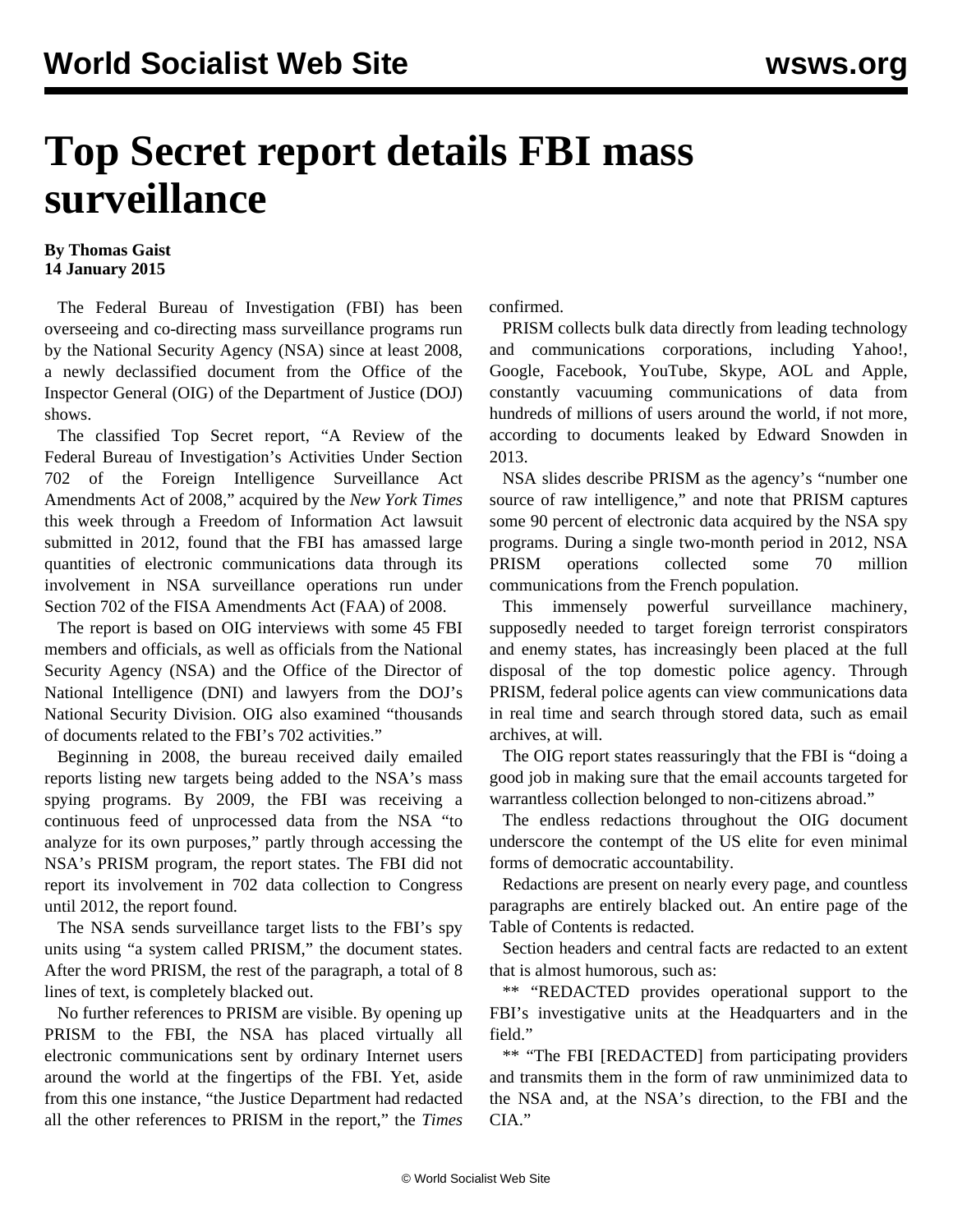# Top Secret report details FBI mass surveillance

**By Thomas Gaist**
**14 January 2015**

The Federal Bureau of Investigation (FBI) has been overseeing and co-directing mass surveillance programs run by the National Security Agency (NSA) since at least 2008, a newly declassified document from the Office of the Inspector General (OIG) of the Department of Justice (DOJ) shows.

The classified Top Secret report, "A Review of the Federal Bureau of Investigation's Activities Under Section 702 of the Foreign Intelligence Surveillance Act Amendments Act of 2008," acquired by the *New York Times* this week through a Freedom of Information Act lawsuit submitted in 2012, found that the FBI has amassed large quantities of electronic communications data through its involvement in NSA surveillance operations run under Section 702 of the FISA Amendments Act (FAA) of 2008.

The report is based on OIG interviews with some 45 FBI members and officials, as well as officials from the National Security Agency (NSA) and the Office of the Director of National Intelligence (DNI) and lawyers from the DOJ's National Security Division. OIG also examined "thousands of documents related to the FBI's 702 activities."

Beginning in 2008, the bureau received daily emailed reports listing new targets being added to the NSA's mass spying programs. By 2009, the FBI was receiving a continuous feed of unprocessed data from the NSA "to analyze for its own purposes," partly through accessing the NSA's PRISM program, the report states. The FBI did not report its involvement in 702 data collection to Congress until 2012, the report found.

The NSA sends surveillance target lists to the FBI's spy units using "a system called PRISM," the document states. After the word PRISM, the rest of the paragraph, a total of 8 lines of text, is completely blacked out.

No further references to PRISM are visible. By opening up PRISM to the FBI, the NSA has placed virtually all electronic communications sent by ordinary Internet users around the world at the fingertips of the FBI. Yet, aside from this one instance, "the Justice Department had redacted all the other references to PRISM in the report," the *Times* confirmed.

PRISM collects bulk data directly from leading technology and communications corporations, including Yahoo!, Google, Facebook, YouTube, Skype, AOL and Apple, constantly vacuuming communications of data from hundreds of millions of users around the world, if not more, according to documents leaked by Edward Snowden in 2013.

NSA slides describe PRISM as the agency's "number one source of raw intelligence," and note that PRISM captures some 90 percent of electronic data acquired by the NSA spy programs. During a single two-month period in 2012, NSA PRISM operations collected some 70 million communications from the French population.

This immensely powerful surveillance machinery, supposedly needed to target foreign terrorist conspirators and enemy states, has increasingly been placed at the full disposal of the top domestic police agency. Through PRISM, federal police agents can view communications data in real time and search through stored data, such as email archives, at will.

The OIG report states reassuringly that the FBI is "doing a good job in making sure that the email accounts targeted for warrantless collection belonged to non-citizens abroad."

The endless redactions throughout the OIG document underscore the contempt of the US elite for even minimal forms of democratic accountability.

Redactions are present on nearly every page, and countless paragraphs are entirely blacked out. An entire page of the Table of Contents is redacted.

Section headers and central facts are redacted to an extent that is almost humorous, such as:

** "REDACTED provides operational support to the FBI's investigative units at the Headquarters and in the field."

** "The FBI [REDACTED] from participating providers and transmits them in the form of raw unminimized data to the NSA and, at the NSA's direction, to the FBI and the CIA."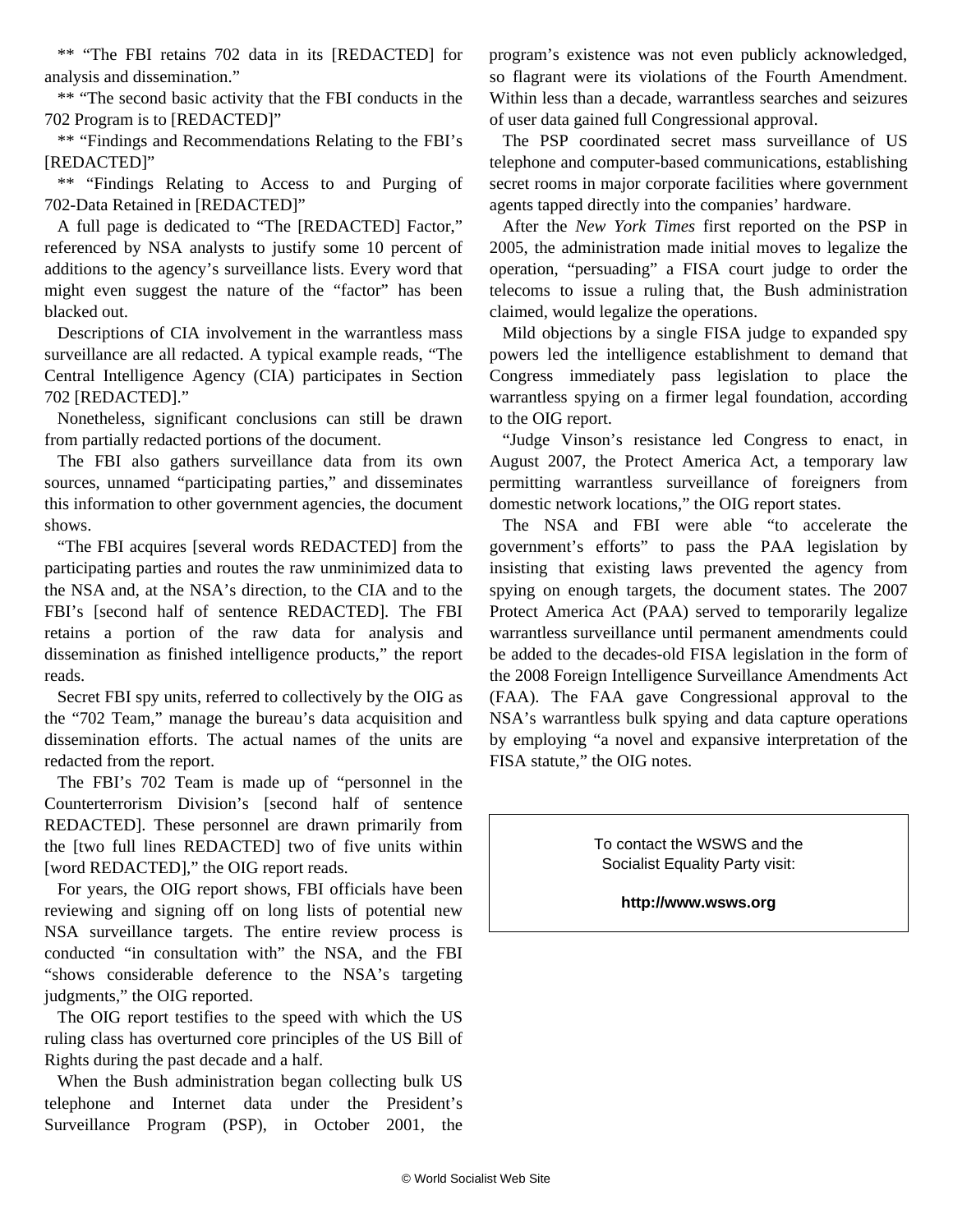** “The FBI retains 702 data in its [REDACTED] for analysis and dissemination.”

** “The second basic activity that the FBI conducts in the 702 Program is to [REDACTED]”

** “Findings and Recommendations Relating to the FBI’s [REDACTED]”

** “Findings Relating to Access to and Purging of 702-Data Retained in [REDACTED]”

A full page is dedicated to “The [REDACTED] Factor,” referenced by NSA analysts to justify some 10 percent of additions to the agency’s surveillance lists. Every word that might even suggest the nature of the “factor” has been blacked out.

Descriptions of CIA involvement in the warrantless mass surveillance are all redacted. A typical example reads, “The Central Intelligence Agency (CIA) participates in Section 702 [REDACTED].”

Nonetheless, significant conclusions can still be drawn from partially redacted portions of the document.

The FBI also gathers surveillance data from its own sources, unnamed “participating parties,” and disseminates this information to other government agencies, the document shows.

“The FBI acquires [several words REDACTED] from the participating parties and routes the raw unminimized data to the NSA and, at the NSA’s direction, to the CIA and to the FBI’s [second half of sentence REDACTED]. The FBI retains a portion of the raw data for analysis and dissemination as finished intelligence products,” the report reads.

Secret FBI spy units, referred to collectively by the OIG as the “702 Team,” manage the bureau’s data acquisition and dissemination efforts. The actual names of the units are redacted from the report.

The FBI’s 702 Team is made up of “personnel in the Counterterrorism Division’s [second half of sentence REDACTED]. These personnel are drawn primarily from the [two full lines REDACTED] two of five units within [word REDACTED],” the OIG report reads.

For years, the OIG report shows, FBI officials have been reviewing and signing off on long lists of potential new NSA surveillance targets. The entire review process is conducted “in consultation with” the NSA, and the FBI “shows considerable deference to the NSA’s targeting judgments,” the OIG reported.

The OIG report testifies to the speed with which the US ruling class has overturned core principles of the US Bill of Rights during the past decade and a half.

When the Bush administration began collecting bulk US telephone and Internet data under the President’s Surveillance Program (PSP), in October 2001, the program’s existence was not even publicly acknowledged, so flagrant were its violations of the Fourth Amendment. Within less than a decade, warrantless searches and seizures of user data gained full Congressional approval.

The PSP coordinated secret mass surveillance of US telephone and computer-based communications, establishing secret rooms in major corporate facilities where government agents tapped directly into the companies’ hardware.

After the *New York Times* first reported on the PSP in 2005, the administration made initial moves to legalize the operation, “persuading” a FISA court judge to order the telecoms to issue a ruling that, the Bush administration claimed, would legalize the operations.

Mild objections by a single FISA judge to expanded spy powers led the intelligence establishment to demand that Congress immediately pass legislation to place the warrantless spying on a firmer legal foundation, according to the OIG report.

“Judge Vinson’s resistance led Congress to enact, in August 2007, the Protect America Act, a temporary law permitting warrantless surveillance of foreigners from domestic network locations,” the OIG report states.

The NSA and FBI were able “to accelerate the government’s efforts” to pass the PAA legislation by insisting that existing laws prevented the agency from spying on enough targets, the document states. The 2007 Protect America Act (PAA) served to temporarily legalize warrantless surveillance until permanent amendments could be added to the decades-old FISA legislation in the form of the 2008 Foreign Intelligence Surveillance Amendments Act (FAA). The FAA gave Congressional approval to the NSA’s warrantless bulk spying and data capture operations by employing “a novel and expansive interpretation of the FISA statute,” the OIG notes.

To contact the WSWS and the Socialist Equality Party visit:

**http://www.wsws.org**